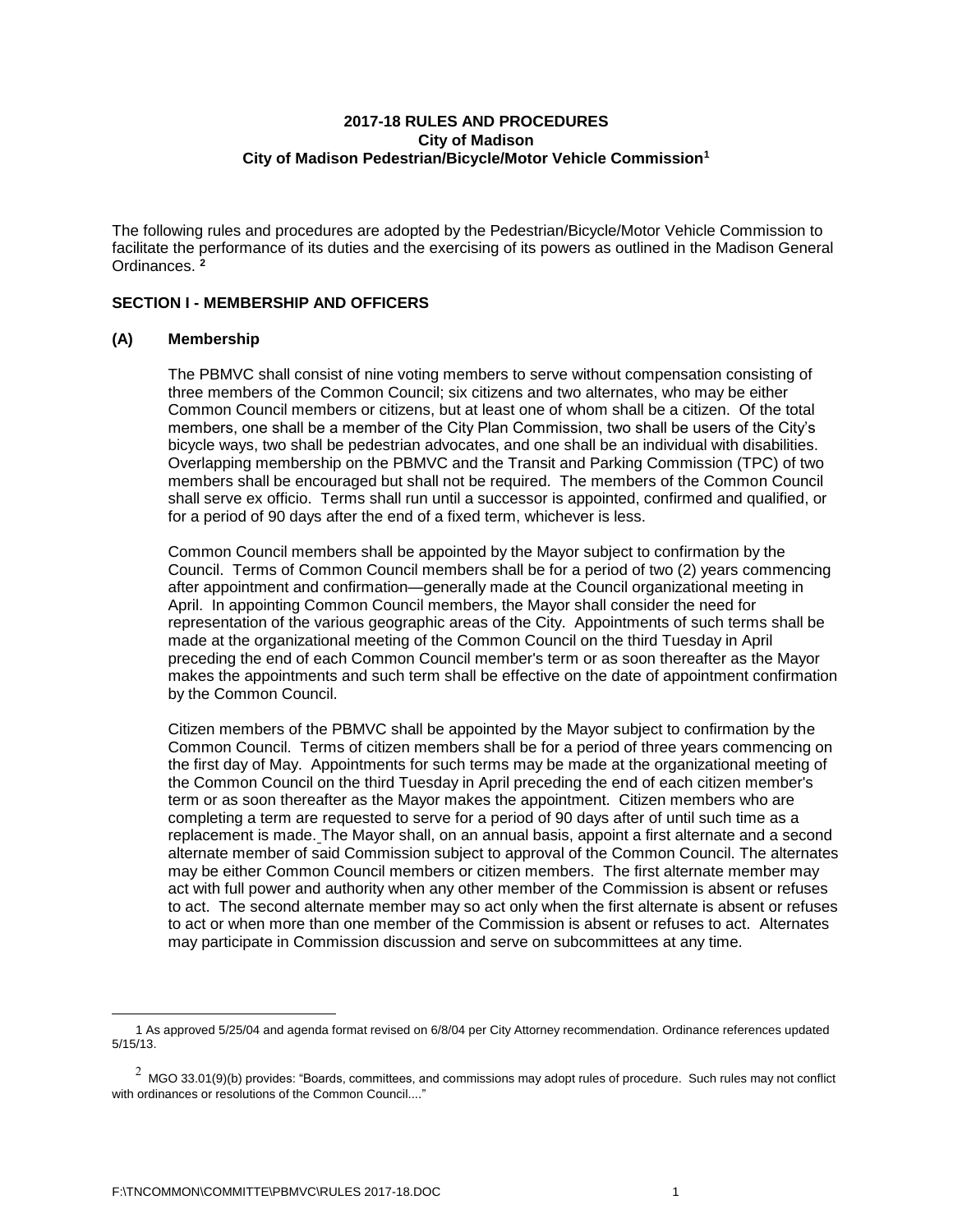**2017-18 RULES AND PROCEDURES**
**City of Madison**
**City of Madison Pedestrian/Bicycle/Motor Vehicle Commission[1]**

The following rules and procedures are adopted by the Pedestrian/Bicycle/Motor Vehicle Commission to facilitate the performance of its duties and the exercising of its powers as outlined in the Madison General Ordinances. [2]

## SECTION I - MEMBERSHIP AND OFFICERS

### (A) Membership

The PBMVC shall consist of nine voting members to serve without compensation consisting of three members of the Common Council; six citizens and two alternates, who may be either Common Council members or citizens, but at least one of whom shall be a citizen. Of the total members, one shall be a member of the City Plan Commission, two shall be users of the City's bicycle ways, two shall be pedestrian advocates, and one shall be an individual with disabilities. Overlapping membership on the PBMVC and the Transit and Parking Commission (TPC) of two members shall be encouraged but shall not be required. The members of the Common Council shall serve ex officio. Terms shall run until a successor is appointed, confirmed and qualified, or for a period of 90 days after the end of a fixed term, whichever is less.

Common Council members shall be appointed by the Mayor subject to confirmation by the Council. Terms of Common Council members shall be for a period of two (2) years commencing after appointment and confirmation—generally made at the Council organizational meeting in April. In appointing Common Council members, the Mayor shall consider the need for representation of the various geographic areas of the City. Appointments of such terms shall be made at the organizational meeting of the Common Council on the third Tuesday in April preceding the end of each Common Council member's term or as soon thereafter as the Mayor makes the appointments and such term shall be effective on the date of appointment confirmation by the Common Council.

Citizen members of the PBMVC shall be appointed by the Mayor subject to confirmation by the Common Council. Terms of citizen members shall be for a period of three years commencing on the first day of May. Appointments for such terms may be made at the organizational meeting of the Common Council on the third Tuesday in April preceding the end of each citizen member's term or as soon thereafter as the Mayor makes the appointment. Citizen members who are completing a term are requested to serve for a period of 90 days after of until such time as a replacement is made. The Mayor shall, on an annual basis, appoint a first alternate and a second alternate member of said Commission subject to approval of the Common Council. The alternates may be either Common Council members or citizen members. The first alternate member may act with full power and authority when any other member of the Commission is absent or refuses to act. The second alternate member may so act only when the first alternate is absent or refuses to act or when more than one member of the Commission is absent or refuses to act. Alternates may participate in Commission discussion and serve on subcommittees at any time.

---

[1] As approved 5/25/04 and agenda format revised on 6/8/04 per City Attorney recommendation. Ordinance references updated 5/15/13.

[2] MGO 33.01(9)(b) provides: "Boards, committees, and commissions may adopt rules of procedure. Such rules may not conflict with ordinances or resolutions of the Common Council...."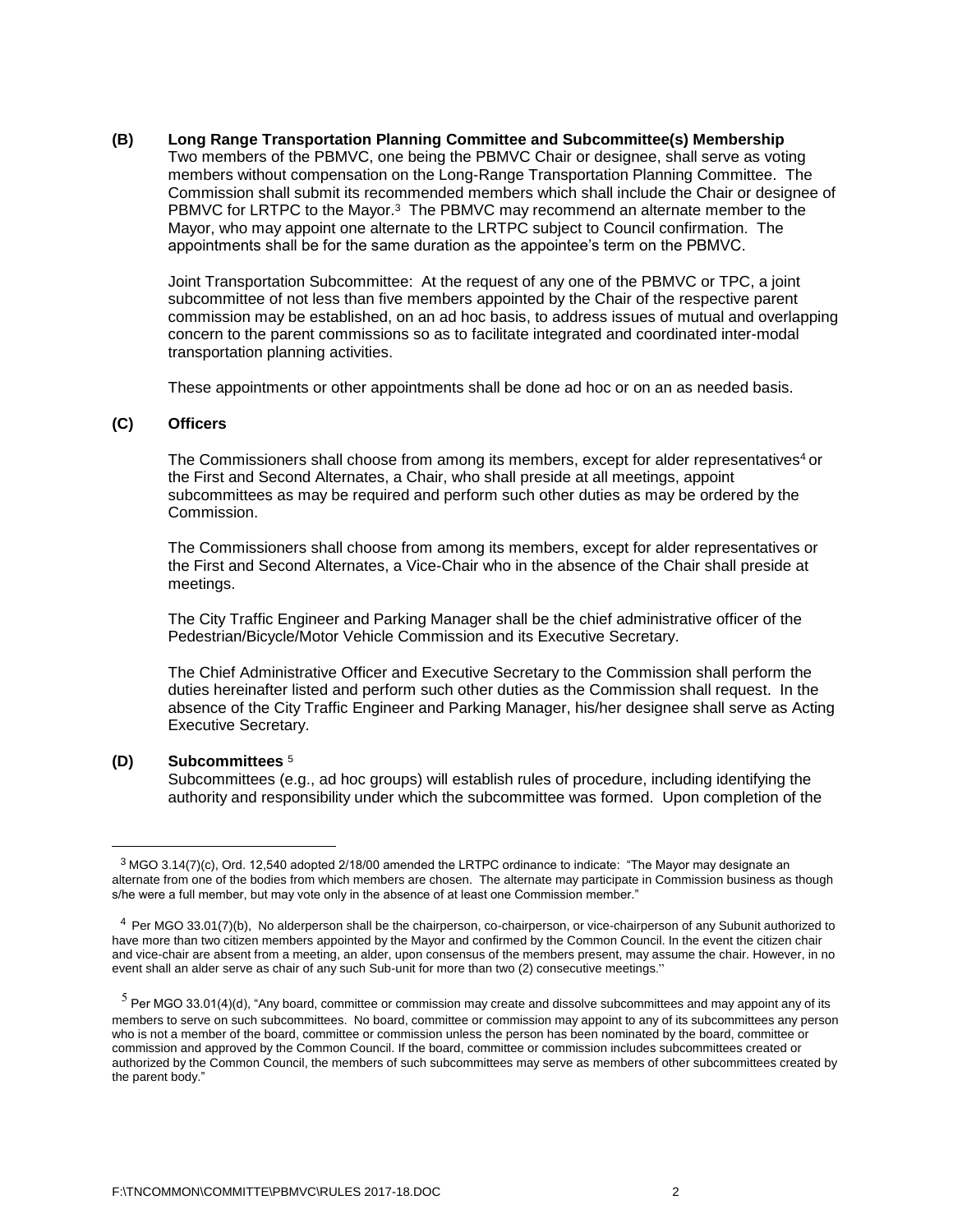**(B) Long Range Transportation Planning Committee and Subcommittee(s) Membership**

Two members of the PBMVC, one being the PBMVC Chair or designee, shall serve as voting members without compensation on the Long-Range Transportation Planning Committee. The Commission shall submit its recommended members which shall include the Chair or designee of PBMVC for LRTPC to the Mayor.[3] The PBMVC may recommend an alternate member to the Mayor, who may appoint one alternate to the LRTPC subject to Council confirmation. The appointments shall be for the same duration as the appointee's term on the PBMVC.

Joint Transportation Subcommittee: At the request of any one of the PBMVC or TPC, a joint subcommittee of not less than five members appointed by the Chair of the respective parent commission may be established, on an ad hoc basis, to address issues of mutual and overlapping concern to the parent commissions so as to facilitate integrated and coordinated inter-modal transportation planning activities.

These appointments or other appointments shall be done ad hoc or on an as needed basis.

**(C) Officers**

The Commissioners shall choose from among its members, except for alder representatives[4] or the First and Second Alternates, a Chair, who shall preside at all meetings, appoint subcommittees as may be required and perform such other duties as may be ordered by the Commission.

The Commissioners shall choose from among its members, except for alder representatives or the First and Second Alternates, a Vice-Chair who in the absence of the Chair shall preside at meetings.

The City Traffic Engineer and Parking Manager shall be the chief administrative officer of the Pedestrian/Bicycle/Motor Vehicle Commission and its Executive Secretary.

The Chief Administrative Officer and Executive Secretary to the Commission shall perform the duties hereinafter listed and perform such other duties as the Commission shall request. In the absence of the City Traffic Engineer and Parking Manager, his/her designee shall serve as Acting Executive Secretary.

**(D) Subcommittees** [5]

Subcommittees (e.g., ad hoc groups) will establish rules of procedure, including identifying the authority and responsibility under which the subcommittee was formed. Upon completion of the

---

[3] MGO 3.14(7)(c), Ord. 12,540 adopted 2/18/00 amended the LRTPC ordinance to indicate: "The Mayor may designate an alternate from one of the bodies from which members are chosen. The alternate may participate in Commission business as though s/he were a full member, but may vote only in the absence of at least one Commission member."

[4] Per MGO 33.01(7)(b), No alderperson shall be the chairperson, co-chairperson, or vice-chairperson of any Subunit authorized to have more than two citizen members appointed by the Mayor and confirmed by the Common Council. In the event the citizen chair and vice-chair are absent from a meeting, an alder, upon consensus of the members present, may assume the chair. However, in no event shall an alder serve as chair of any such Sub-unit for more than two (2) consecutive meetings."

[5] Per MGO 33.01(4)(d), "Any board, committee or commission may create and dissolve subcommittees and may appoint any of its members to serve on such subcommittees. No board, committee or commission may appoint to any of its subcommittees any person who is not a member of the board, committee or commission unless the person has been nominated by the board, committee or commission and approved by the Common Council. If the board, committee or commission includes subcommittees created or authorized by the Common Council, the members of such subcommittees may serve as members of other subcommittees created by the parent body."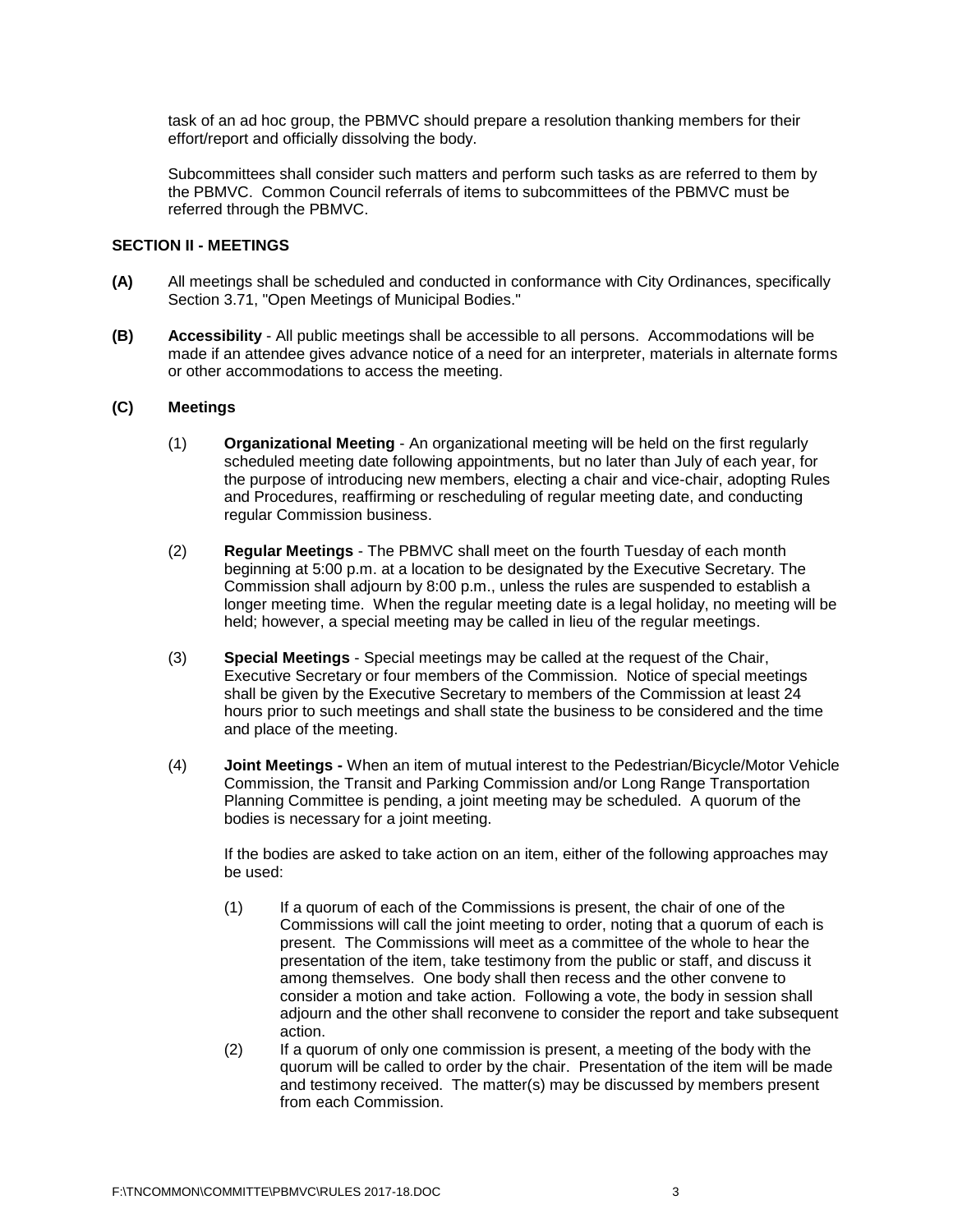task of an ad hoc group, the PBMVC should prepare a resolution thanking members for their effort/report and officially dissolving the body.

Subcommittees shall consider such matters and perform such tasks as are referred to them by the PBMVC. Common Council referrals of items to subcommittees of the PBMVC must be referred through the PBMVC.

## SECTION II - MEETINGS

**(A)** All meetings shall be scheduled and conducted in conformance with City Ordinances, specifically Section 3.71, "Open Meetings of Municipal Bodies."

**(B)** **Accessibility** - All public meetings shall be accessible to all persons. Accommodations will be made if an attendee gives advance notice of a need for an interpreter, materials in alternate forms or other accommodations to access the meeting.

**(C)** **Meetings**

(1) **Organizational Meeting** - An organizational meeting will be held on the first regularly scheduled meeting date following appointments, but no later than July of each year, for the purpose of introducing new members, electing a chair and vice-chair, adopting Rules and Procedures, reaffirming or rescheduling of regular meeting date, and conducting regular Commission business.

(2) **Regular Meetings** - The PBMVC shall meet on the fourth Tuesday of each month beginning at 5:00 p.m. at a location to be designated by the Executive Secretary. The Commission shall adjourn by 8:00 p.m., unless the rules are suspended to establish a longer meeting time. When the regular meeting date is a legal holiday, no meeting will be held; however, a special meeting may be called in lieu of the regular meetings.

(3) **Special Meetings** - Special meetings may be called at the request of the Chair, Executive Secretary or four members of the Commission. Notice of special meetings shall be given by the Executive Secretary to members of the Commission at least 24 hours prior to such meetings and shall state the business to be considered and the time and place of the meeting.

(4) **Joint Meetings -** When an item of mutual interest to the Pedestrian/Bicycle/Motor Vehicle Commission, the Transit and Parking Commission and/or Long Range Transportation Planning Committee is pending, a joint meeting may be scheduled. A quorum of the bodies is necessary for a joint meeting.

If the bodies are asked to take action on an item, either of the following approaches may be used:

(1) If a quorum of each of the Commissions is present, the chair of one of the Commissions will call the joint meeting to order, noting that a quorum of each is present. The Commissions will meet as a committee of the whole to hear the presentation of the item, take testimony from the public or staff, and discuss it among themselves. One body shall then recess and the other convene to consider a motion and take action. Following a vote, the body in session shall adjourn and the other shall reconvene to consider the report and take subsequent action.

(2) If a quorum of only one commission is present, a meeting of the body with the quorum will be called to order by the chair. Presentation of the item will be made and testimony received. The matter(s) may be discussed by members present from each Commission.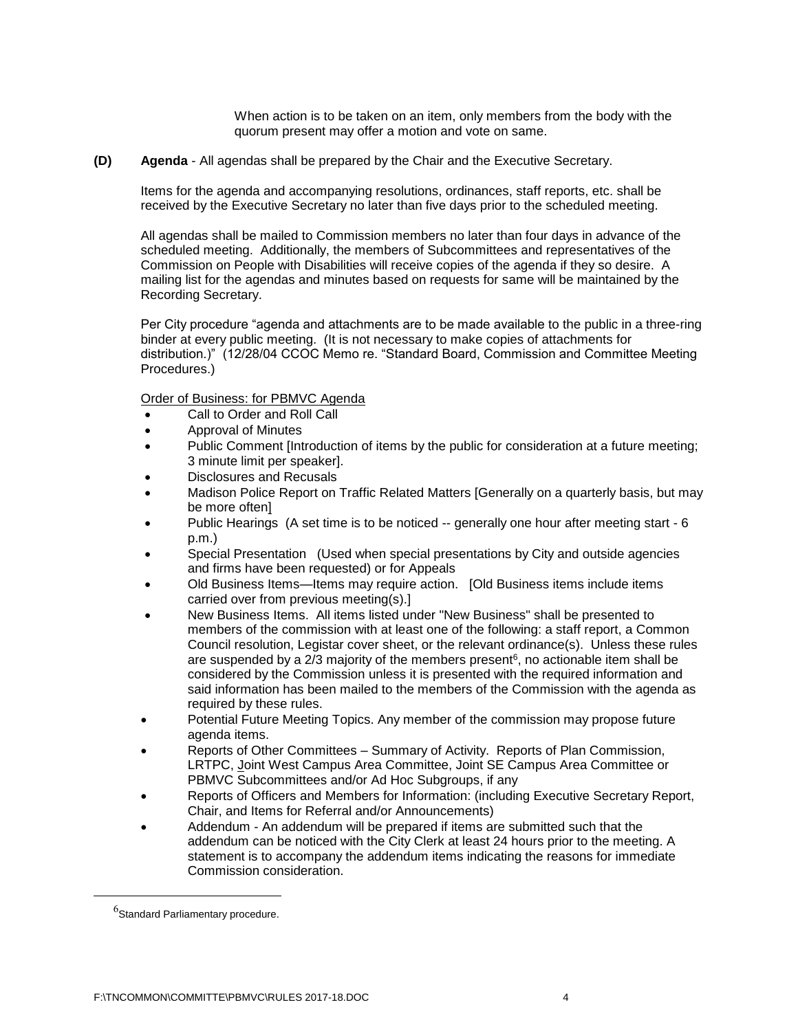When action is to be taken on an item, only members from the body with the quorum present may offer a motion and vote on same.

**(D) Agenda** - All agendas shall be prepared by the Chair and the Executive Secretary.

Items for the agenda and accompanying resolutions, ordinances, staff reports, etc. shall be received by the Executive Secretary no later than five days prior to the scheduled meeting.

All agendas shall be mailed to Commission members no later than four days in advance of the scheduled meeting. Additionally, the members of Subcommittees and representatives of the Commission on People with Disabilities will receive copies of the agenda if they so desire. A mailing list for the agendas and minutes based on requests for same will be maintained by the Recording Secretary.

Per City procedure "agenda and attachments are to be made available to the public in a three-ring binder at every public meeting. (It is not necessary to make copies of attachments for distribution.)" (12/28/04 CCOC Memo re. "Standard Board, Commission and Committee Meeting Procedures.)

<u>Order of Business: for PBMVC Agenda</u>

- Call to Order and Roll Call
- Approval of Minutes
- Public Comment [Introduction of items by the public for consideration at a future meeting; 3 minute limit per speaker].
- Disclosures and Recusals
- Madison Police Report on Traffic Related Matters [Generally on a quarterly basis, but may be more often]
- Public Hearings (A set time is to be noticed -- generally one hour after meeting start - 6 p.m.)
- Special Presentation (Used when special presentations by City and outside agencies and firms have been requested) or for Appeals
- Old Business Items—Items may require action. [Old Business items include items carried over from previous meeting(s).]
- New Business Items. All items listed under "New Business" shall be presented to members of the commission with at least one of the following: a staff report, a Common Council resolution, Legistar cover sheet, or the relevant ordinance(s). Unless these rules are suspended by a 2/3 majority of the members present[6], no actionable item shall be considered by the Commission unless it is presented with the required information and said information has been mailed to the members of the Commission with the agenda as required by these rules.
- Potential Future Meeting Topics. Any member of the commission may propose future agenda items.
- Reports of Other Committees – Summary of Activity. Reports of Plan Commission, LRTPC, Joint West Campus Area Committee, Joint SE Campus Area Committee or PBMVC Subcommittees and/or Ad Hoc Subgroups, if any
- Reports of Officers and Members for Information: (including Executive Secretary Report, Chair, and Items for Referral and/or Announcements)
- Addendum - An addendum will be prepared if items are submitted such that the addendum can be noticed with the City Clerk at least 24 hours prior to the meeting. A statement is to accompany the addendum items indicating the reasons for immediate Commission consideration.

---

[6] Standard Parliamentary procedure.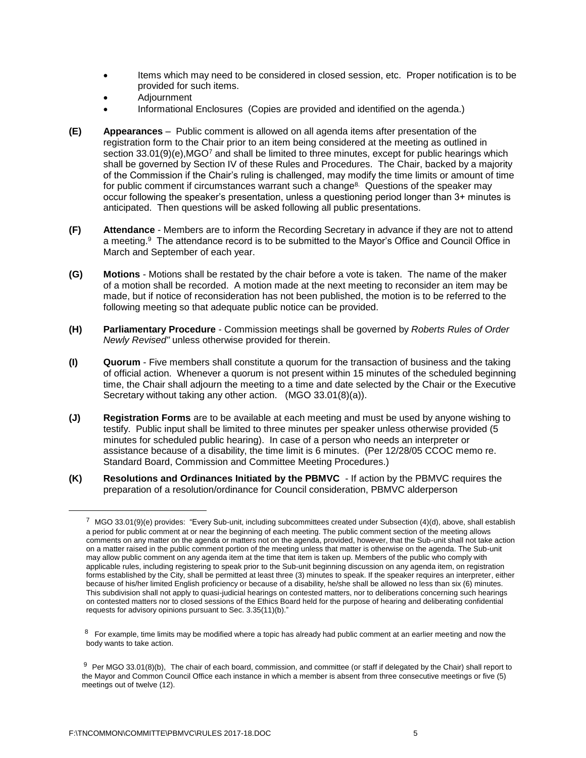- Items which may need to be considered in closed session, etc. Proper notification is to be provided for such items.
- Adjournment
- Informational Enclosures (Copies are provided and identified on the agenda.)

**(E) Appearances** – Public comment is allowed on all agenda items after presentation of the registration form to the Chair prior to an item being considered at the meeting as outlined in section 33.01(9)(e),MGO[7] and shall be limited to three minutes, except for public hearings which shall be governed by Section IV of these Rules and Procedures. The Chair, backed by a majority of the Commission if the Chair's ruling is challenged, may modify the time limits or amount of time for public comment if circumstances warrant such a change[8]. Questions of the speaker may occur following the speaker's presentation, unless a questioning period longer than 3+ minutes is anticipated. Then questions will be asked following all public presentations.

**(F) Attendance** - Members are to inform the Recording Secretary in advance if they are not to attend a meeting.[9] The attendance record is to be submitted to the Mayor's Office and Council Office in March and September of each year.

**(G) Motions** - Motions shall be restated by the chair before a vote is taken. The name of the maker of a motion shall be recorded. A motion made at the next meeting to reconsider an item may be made, but if notice of reconsideration has not been published, the motion is to be referred to the following meeting so that adequate public notice can be provided.

**(H) Parliamentary Procedure** - Commission meetings shall be governed by *Roberts Rules of Order Newly Revised"* unless otherwise provided for therein.

**(I) Quorum** - Five members shall constitute a quorum for the transaction of business and the taking of official action. Whenever a quorum is not present within 15 minutes of the scheduled beginning time, the Chair shall adjourn the meeting to a time and date selected by the Chair or the Executive Secretary without taking any other action. (MGO 33.01(8)(a)).

**(J) Registration Forms** are to be available at each meeting and must be used by anyone wishing to testify. Public input shall be limited to three minutes per speaker unless otherwise provided (5 minutes for scheduled public hearing). In case of a person who needs an interpreter or assistance because of a disability, the time limit is 6 minutes. (Per 12/28/05 CCOC memo re. Standard Board, Commission and Committee Meeting Procedures.)

**(K) Resolutions and Ordinances Initiated by the PBMVC** - If action by the PBMVC requires the preparation of a resolution/ordinance for Council consideration, PBMVC alderperson

---

[7] MGO 33.01(9)(e) provides: "Every Sub-unit, including subcommittees created under Subsection (4)(d), above, shall establish a period for public comment at or near the beginning of each meeting. The public comment section of the meeting allows comments on any matter on the agenda or matters not on the agenda, provided, however, that the Sub-unit shall not take action on a matter raised in the public comment portion of the meeting unless that matter is otherwise on the agenda. The Sub-unit may allow public comment on any agenda item at the time that item is taken up. Members of the public who comply with applicable rules, including registering to speak prior to the Sub-unit beginning discussion on any agenda item, on registration forms established by the City, shall be permitted at least three (3) minutes to speak. If the speaker requires an interpreter, either because of his/her limited English proficiency or because of a disability, he/she shall be allowed no less than six (6) minutes. This subdivision shall not apply to quasi-judicial hearings on contested matters, nor to deliberations concerning such hearings on contested matters nor to closed sessions of the Ethics Board held for the purpose of hearing and deliberating confidential requests for advisory opinions pursuant to Sec. 3.35(11)(b)."

[8] For example, time limits may be modified where a topic has already had public comment at an earlier meeting and now the body wants to take action.

[9] Per MGO 33.01(8)(b), The chair of each board, commission, and committee (or staff if delegated by the Chair) shall report to the Mayor and Common Council Office each instance in which a member is absent from three consecutive meetings or five (5) meetings out of twelve (12).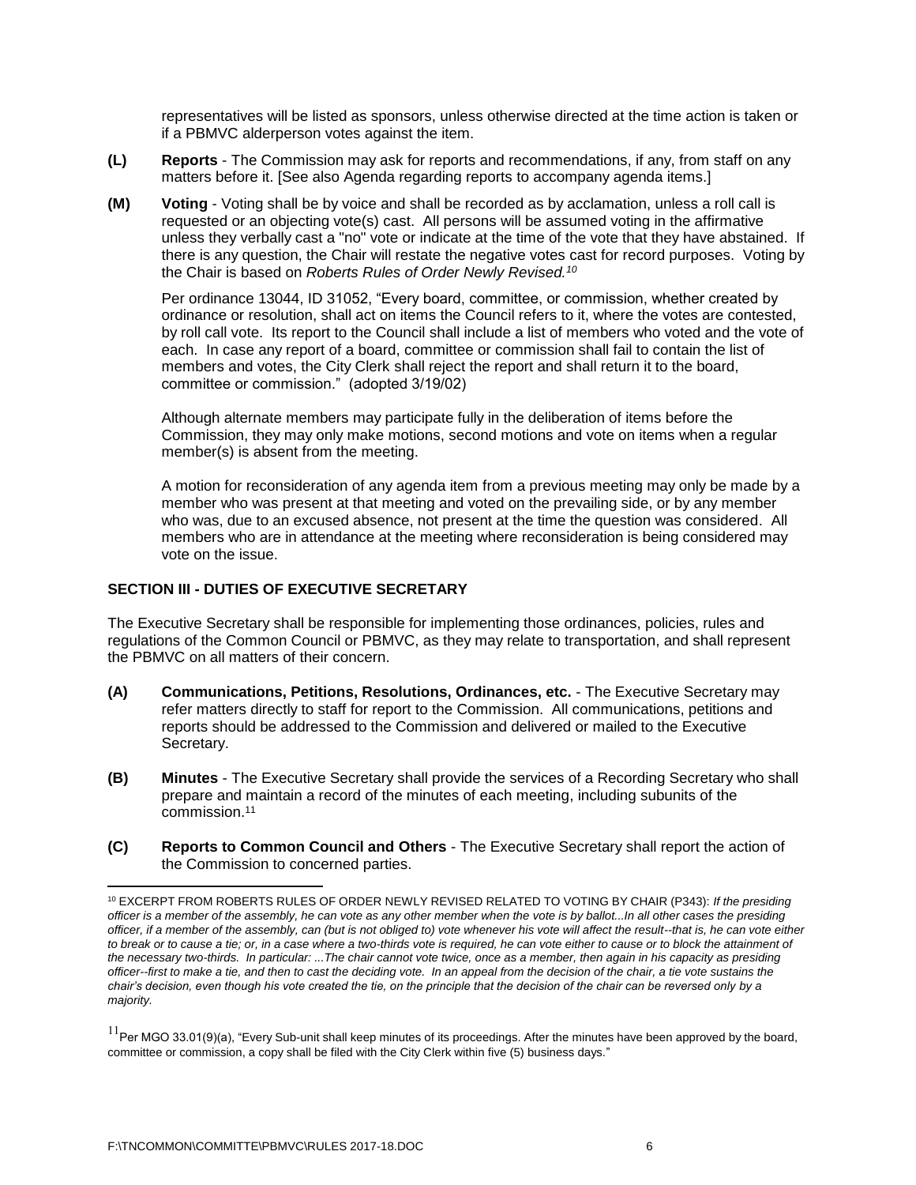representatives will be listed as sponsors, unless otherwise directed at the time action is taken or if a PBMVC alderperson votes against the item.

**(L) Reports** - The Commission may ask for reports and recommendations, if any, from staff on any matters before it. [See also Agenda regarding reports to accompany agenda items.]

**(M) Voting** - Voting shall be by voice and shall be recorded as by acclamation, unless a roll call is requested or an objecting vote(s) cast. All persons will be assumed voting in the affirmative unless they verbally cast a "no" vote or indicate at the time of the vote that they have abstained. If there is any question, the Chair will restate the negative votes cast for record purposes. Voting by the Chair is based on *Roberts Rules of Order Newly Revised.*[10]

Per ordinance 13044, ID 31052, "Every board, committee, or commission, whether created by ordinance or resolution, shall act on items the Council refers to it, where the votes are contested, by roll call vote. Its report to the Council shall include a list of members who voted and the vote of each. In case any report of a board, committee or commission shall fail to contain the list of members and votes, the City Clerk shall reject the report and shall return it to the board, committee or commission." (adopted 3/19/02)

Although alternate members may participate fully in the deliberation of items before the Commission, they may only make motions, second motions and vote on items when a regular member(s) is absent from the meeting.

A motion for reconsideration of any agenda item from a previous meeting may only be made by a member who was present at that meeting and voted on the prevailing side, or by any member who was, due to an excused absence, not present at the time the question was considered. All members who are in attendance at the meeting where reconsideration is being considered may vote on the issue.

## SECTION III - DUTIES OF EXECUTIVE SECRETARY

The Executive Secretary shall be responsible for implementing those ordinances, policies, rules and regulations of the Common Council or PBMVC, as they may relate to transportation, and shall represent the PBMVC on all matters of their concern.

**(A) Communications, Petitions, Resolutions, Ordinances, etc.** - The Executive Secretary may refer matters directly to staff for report to the Commission. All communications, petitions and reports should be addressed to the Commission and delivered or mailed to the Executive Secretary.

**(B) Minutes** - The Executive Secretary shall provide the services of a Recording Secretary who shall prepare and maintain a record of the minutes of each meeting, including subunits of the commission.[11]

**(C) Reports to Common Council and Others** - The Executive Secretary shall report the action of the Commission to concerned parties.

---

[10] EXCERPT FROM ROBERTS RULES OF ORDER NEWLY REVISED RELATED TO VOTING BY CHAIR (P343): *If the presiding officer is a member of the assembly, he can vote as any other member when the vote is by ballot...In all other cases the presiding officer, if a member of the assembly, can (but is not obliged to) vote whenever his vote will affect the result--that is, he can vote either to break or to cause a tie; or, in a case where a two-thirds vote is required, he can vote either to cause or to block the attainment of the necessary two-thirds. In particular: ...The chair cannot vote twice, once as a member, then again in his capacity as presiding officer--first to make a tie, and then to cast the deciding vote. In an appeal from the decision of the chair, a tie vote sustains the chair's decision, even though his vote created the tie, on the principle that the decision of the chair can be reversed only by a majority.*

[11] Per MGO 33.01(9)(a), "Every Sub-unit shall keep minutes of its proceedings. After the minutes have been approved by the board, committee or commission, a copy shall be filed with the City Clerk within five (5) business days."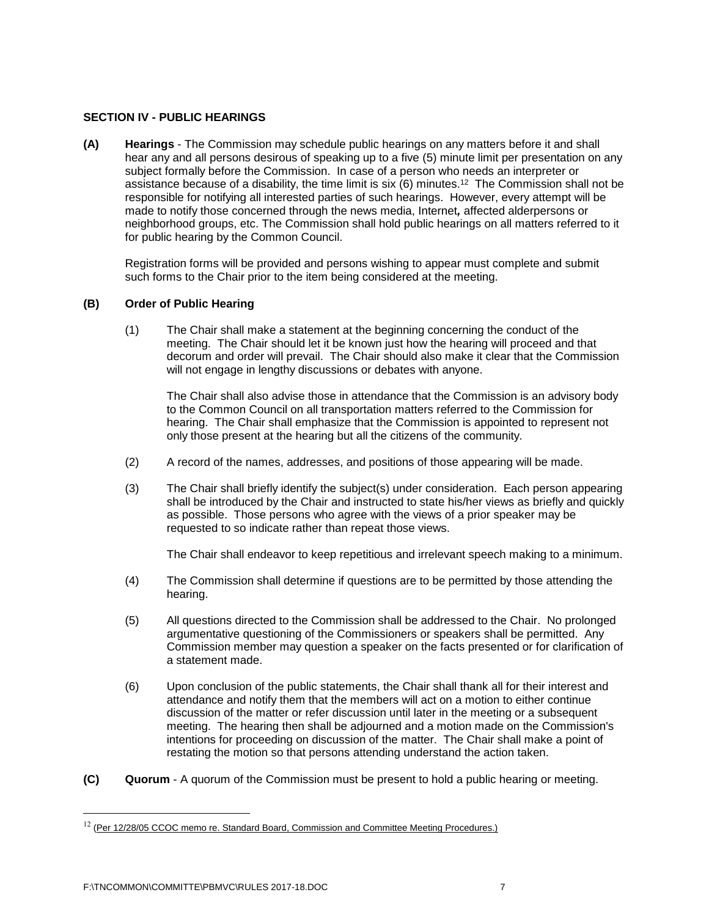**SECTION IV - PUBLIC HEARINGS**

**(A) Hearings** - The Commission may schedule public hearings on any matters before it and shall hear any and all persons desirous of speaking up to a five (5) minute limit per presentation on any subject formally before the Commission. In case of a person who needs an interpreter or assistance because of a disability, the time limit is six (6) minutes.[12] The Commission shall not be responsible for notifying all interested parties of such hearings. However, every attempt will be made to notify those concerned through the news media, Internet*,* affected alderpersons or neighborhood groups, etc. The Commission shall hold public hearings on all matters referred to it for public hearing by the Common Council.

Registration forms will be provided and persons wishing to appear must complete and submit such forms to the Chair prior to the item being considered at the meeting.

**(B) Order of Public Hearing**

(1) The Chair shall make a statement at the beginning concerning the conduct of the meeting. The Chair should let it be known just how the hearing will proceed and that decorum and order will prevail. The Chair should also make it clear that the Commission will not engage in lengthy discussions or debates with anyone.

The Chair shall also advise those in attendance that the Commission is an advisory body to the Common Council on all transportation matters referred to the Commission for hearing. The Chair shall emphasize that the Commission is appointed to represent not only those present at the hearing but all the citizens of the community.

(2) A record of the names, addresses, and positions of those appearing will be made.

(3) The Chair shall briefly identify the subject(s) under consideration. Each person appearing shall be introduced by the Chair and instructed to state his/her views as briefly and quickly as possible. Those persons who agree with the views of a prior speaker may be requested to so indicate rather than repeat those views.

The Chair shall endeavor to keep repetitious and irrelevant speech making to a minimum.

(4) The Commission shall determine if questions are to be permitted by those attending the hearing.

(5) All questions directed to the Commission shall be addressed to the Chair. No prolonged argumentative questioning of the Commissioners or speakers shall be permitted. Any Commission member may question a speaker on the facts presented or for clarification of a statement made.

(6) Upon conclusion of the public statements, the Chair shall thank all for their interest and attendance and notify them that the members will act on a motion to either continue discussion of the matter or refer discussion until later in the meeting or a subsequent meeting. The hearing then shall be adjourned and a motion made on the Commission's intentions for proceeding on discussion of the matter. The Chair shall make a point of restating the motion so that persons attending understand the action taken.

**(C) Quorum** - A quorum of the Commission must be present to hold a public hearing or meeting.

---

[12] (Per 12/28/05 CCOC memo re. Standard Board, Commission and Committee Meeting Procedures.)

F:\TNCOMMON\COMMITTE\PBMVC\RULES 2017-18.DOC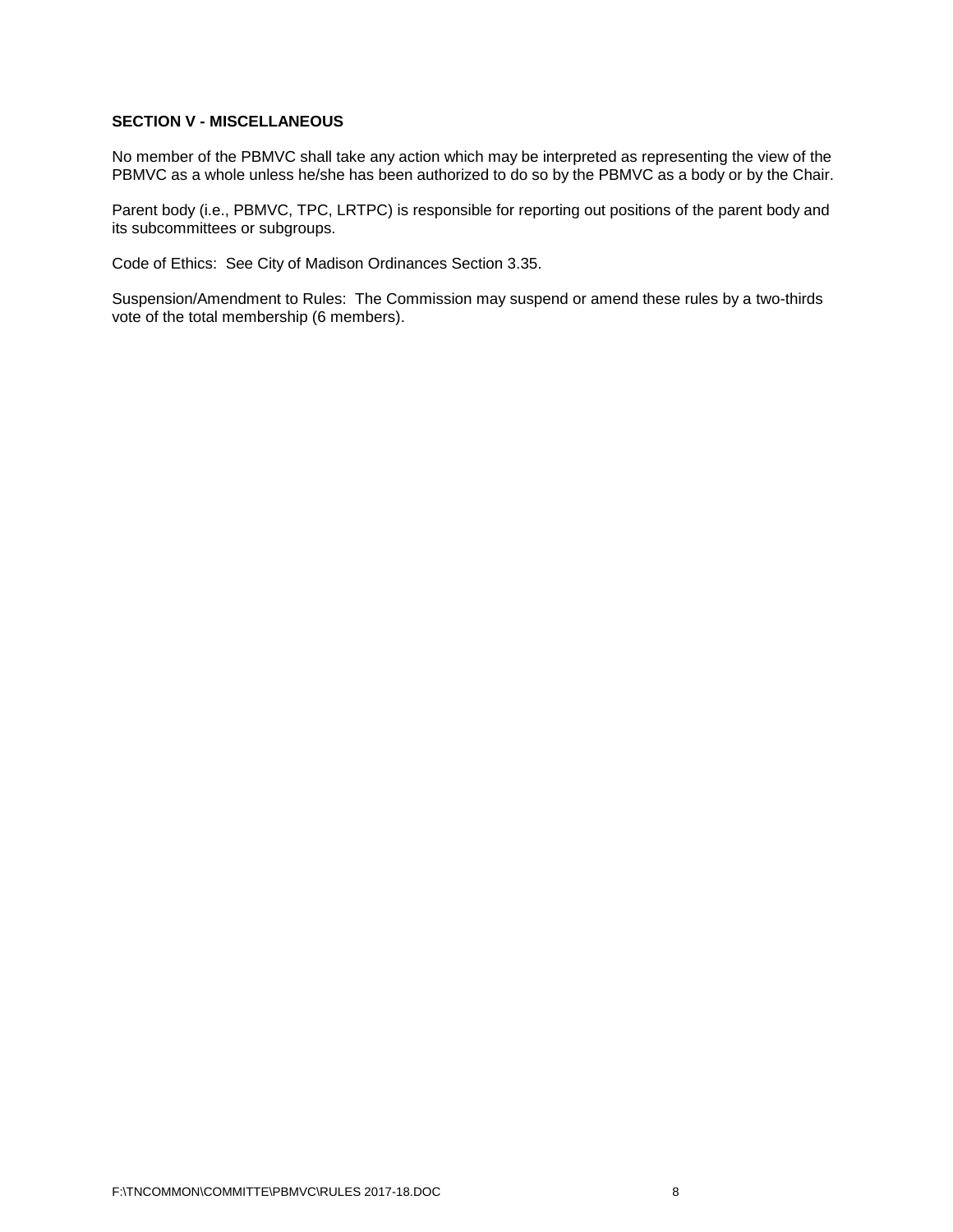**SECTION V - MISCELLANEOUS**

No member of the PBMVC shall take any action which may be interpreted as representing the view of the PBMVC as a whole unless he/she has been authorized to do so by the PBMVC as a body or by the Chair.

Parent body (i.e., PBMVC, TPC, LRTPC) is responsible for reporting out positions of the parent body and its subcommittees or subgroups.

Code of Ethics: See City of Madison Ordinances Section 3.35.

Suspension/Amendment to Rules: The Commission may suspend or amend these rules by a two-thirds vote of the total membership (6 members).